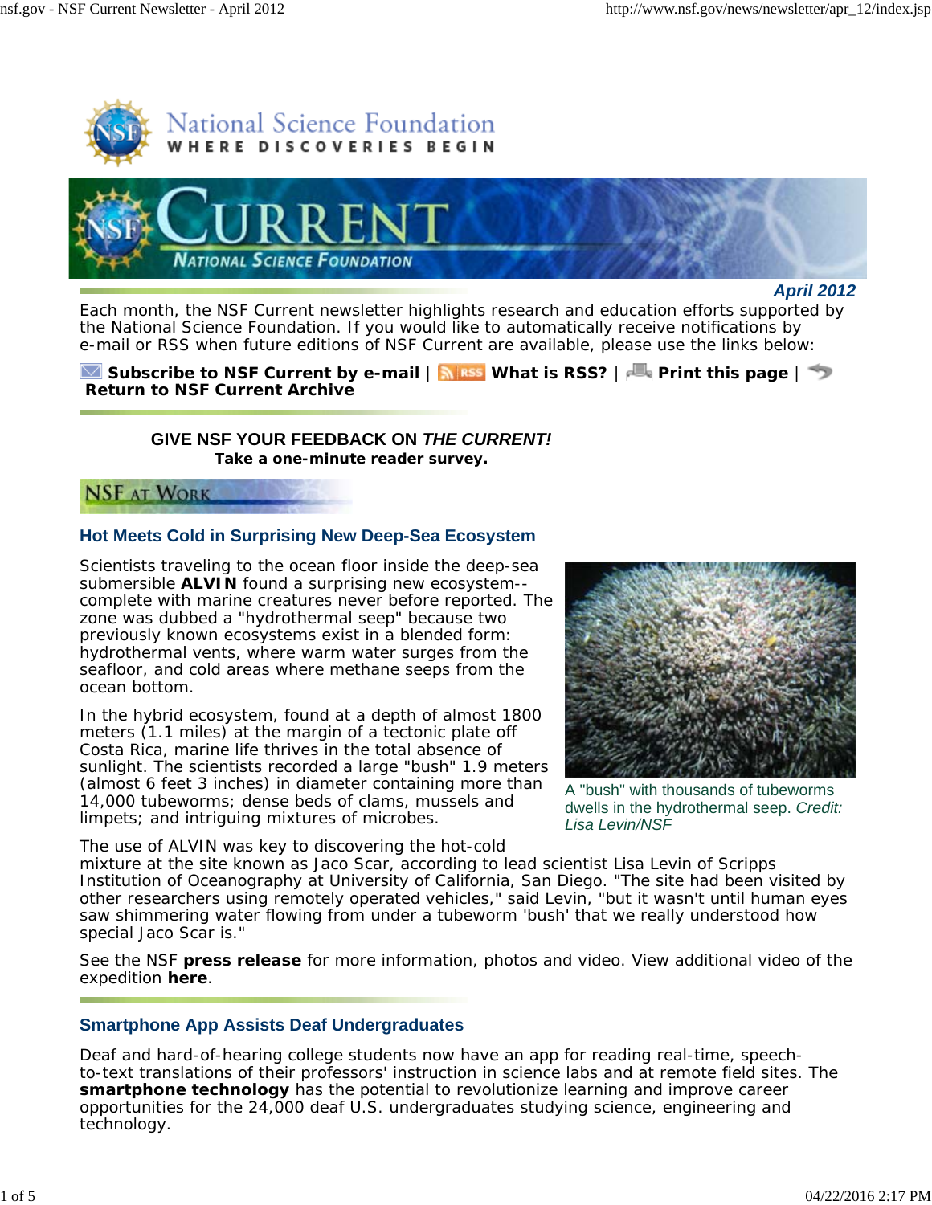National Science Foundation

WHERE DISCOVERIES BEGIN

# CURRENT

NATIONAL SCIENCE FOUNDATION

***April 2012***

Each month, the NSF Current newsletter highlights research and education efforts supported by the National Science Foundation. If you would like to automatically receive notifications by e-mail or RSS when future editions of NSF Current are available, please use the links below:

**Subscribe to NSF Current by e-mail** | **What is RSS?** | **Print this page** | **Return to NSF Current Archive**

**GIVE NSF YOUR FEEDBACK ON *THE CURRENT!***
**Take a one-minute reader survey.**

## NSF AT WORK

### Hot Meets Cold in Surprising New Deep-Sea Ecosystem

Scientists traveling to the ocean floor inside the deep-sea submersible **ALVIN** found a surprising new ecosystem--complete with marine creatures never before reported. The zone was dubbed a "hydrothermal seep" because two previously known ecosystems exist in a blended form: hydrothermal vents, where warm water surges from the seafloor, and cold areas where methane seeps from the ocean bottom.

In the hybrid ecosystem, found at a depth of almost 1800 meters (1.1 miles) at the margin of a tectonic plate off Costa Rica, marine life thrives in the total absence of sunlight. The scientists recorded a large "bush" 1.9 meters (almost 6 feet 3 inches) in diameter containing more than 14,000 tubeworms; dense beds of clams, mussels and limpets; and intriguing mixtures of microbes.

A "bush" with thousands of tubeworms dwells in the hydrothermal seep. *Credit: Lisa Levin/NSF*

The use of ALVIN was key to discovering the hot-cold mixture at the site known as Jaco Scar, according to lead scientist Lisa Levin of Scripps Institution of Oceanography at University of California, San Diego. "The site had been visited by other researchers using remotely operated vehicles," said Levin, "but it wasn't until human eyes saw shimmering water flowing from under a tubeworm 'bush' that we really understood how special Jaco Scar is."

See the NSF **press release** for more information, photos and video. View additional video of the expedition **here**.

### Smartphone App Assists Deaf Undergraduates

Deaf and hard-of-hearing college students now have an app for reading real-time, speech-to-text translations of their professors' instruction in science labs and at remote field sites. The **smartphone technology** has the potential to revolutionize learning and improve career opportunities for the 24,000 deaf U.S. undergraduates studying science, engineering and technology.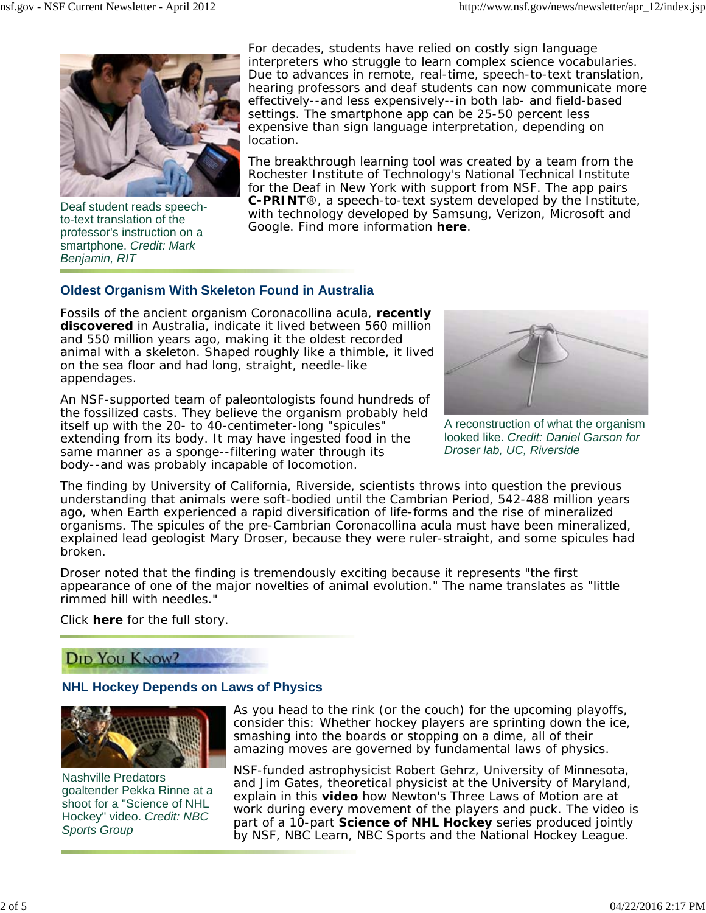Deaf student reads speech-to-text translation of the professor's instruction on a smartphone. *Credit: Mark Benjamin, RIT*

For decades, students have relied on costly sign language interpreters who struggle to learn complex science vocabularies. Due to advances in remote, real-time, speech-to-text translation, hearing professors and deaf students can now communicate more effectively--and less expensively--in both lab- and field-based settings. The smartphone app can be 25-50 percent less expensive than sign language interpretation, depending on location.

The breakthrough learning tool was created by a team from the Rochester Institute of Technology's National Technical Institute for the Deaf in New York with support from NSF. The app pairs **C-PRINT**®, a speech-to-text system developed by the Institute, with technology developed by Samsung, Verizon, Microsoft and Google. Find more information **here**.

## Oldest Organism With Skeleton Found in Australia

Fossils of the ancient organism Coronacollina acula, **recently discovered** in Australia, indicate it lived between 560 million and 550 million years ago, making it the oldest recorded animal with a skeleton. Shaped roughly like a thimble, it lived on the sea floor and had long, straight, needle-like appendages.

A reconstruction of what the organism looked like. *Credit: Daniel Garson for Droser lab, UC, Riverside*

An NSF-supported team of paleontologists found hundreds of the fossilized casts. They believe the organism probably held itself up with the 20- to 40-centimeter-long "spicules" extending from its body. It may have ingested food in the same manner as a sponge--filtering water through its body--and was probably incapable of locomotion.

The finding by University of California, Riverside, scientists throws into question the previous understanding that animals were soft-bodied until the Cambrian Period, 542-488 million years ago, when Earth experienced a rapid diversification of life-forms and the rise of mineralized organisms. The spicules of the pre-Cambrian Coronacollina acula must have been mineralized, explained lead geologist Mary Droser, because they were ruler-straight, and some spicules had broken.

Droser noted that the finding is tremendously exciting because it represents "the first appearance of one of the major novelties of animal evolution." The name translates as "little rimmed hill with needles."

Click **here** for the full story.

## Did You Know?

### NHL Hockey Depends on Laws of Physics

Nashville Predators goaltender Pekka Rinne at a shoot for a "Science of NHL Hockey" video. *Credit: NBC Sports Group*

As you head to the rink (or the couch) for the upcoming playoffs, consider this: Whether hockey players are sprinting down the ice, smashing into the boards or stopping on a dime, all of their amazing moves are governed by fundamental laws of physics.

NSF-funded astrophysicist Robert Gehrz, University of Minnesota, and Jim Gates, theoretical physicist at the University of Maryland, explain in this **video** how Newton's Three Laws of Motion are at work during every movement of the players and puck. The video is part of a 10-part **Science of NHL Hockey** series produced jointly by NSF, NBC Learn, NBC Sports and the National Hockey League.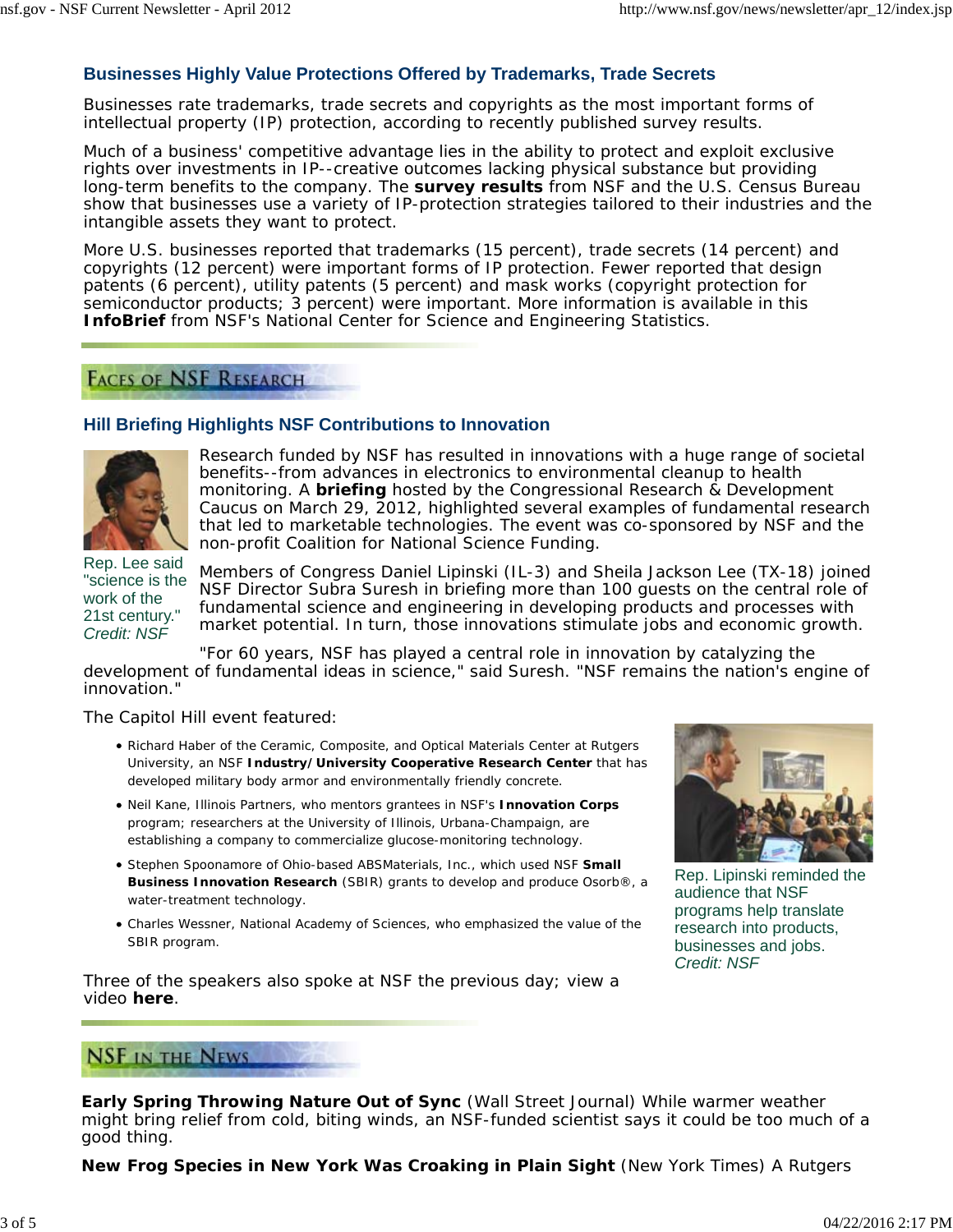### Businesses Highly Value Protections Offered by Trademarks, Trade Secrets

Businesses rate trademarks, trade secrets and copyrights as the most important forms of intellectual property (IP) protection, according to recently published survey results.

Much of a business' competitive advantage lies in the ability to protect and exploit exclusive rights over investments in IP--creative outcomes lacking physical substance but providing long-term benefits to the company. The **survey results** from NSF and the U.S. Census Bureau show that businesses use a variety of IP-protection strategies tailored to their industries and the intangible assets they want to protect.

More U.S. businesses reported that trademarks (15 percent), trade secrets (14 percent) and copyrights (12 percent) were important forms of IP protection. Fewer reported that design patents (6 percent), utility patents (5 percent) and mask works (copyright protection for semiconductor products; 3 percent) were important. More information is available in this **InfoBrief** from NSF's National Center for Science and Engineering Statistics.

## Faces of NSF Research

### Hill Briefing Highlights NSF Contributions to Innovation

Rep. Lee said "science is the work of the 21st century." *Credit: NSF*

Research funded by NSF has resulted in innovations with a huge range of societal benefits--from advances in electronics to environmental cleanup to health monitoring. A **briefing** hosted by the Congressional Research & Development Caucus on March 29, 2012, highlighted several examples of fundamental research that led to marketable technologies. The event was co-sponsored by NSF and the non-profit Coalition for National Science Funding.

Members of Congress Daniel Lipinski (IL-3) and Sheila Jackson Lee (TX-18) joined NSF Director Subra Suresh in briefing more than 100 guests on the central role of fundamental science and engineering in developing products and processes with market potential. In turn, those innovations stimulate jobs and economic growth.

"For 60 years, NSF has played a central role in innovation by catalyzing the development of fundamental ideas in science," said Suresh. "NSF remains the nation's engine of innovation."

The Capitol Hill event featured:

- Richard Haber of the Ceramic, Composite, and Optical Materials Center at Rutgers University, an NSF **Industry/University Cooperative Research Center** that has developed military body armor and environmentally friendly concrete.
- Neil Kane, Illinois Partners, who mentors grantees in NSF's **Innovation Corps** program; researchers at the University of Illinois, Urbana-Champaign, are establishing a company to commercialize glucose-monitoring technology.
- Stephen Spoonamore of Ohio-based ABSMaterials, Inc., which used NSF **Small Business Innovation Research** (SBIR) grants to develop and produce Osorb®, a water-treatment technology.
- Charles Wessner, National Academy of Sciences, who emphasized the value of the SBIR program.

Rep. Lipinski reminded the audience that NSF programs help translate research into products, businesses and jobs. *Credit: NSF*

Three of the speakers also spoke at NSF the previous day; view a video **here**.

## NSF in the News

**Early Spring Throwing Nature Out of Sync** (Wall Street Journal) While warmer weather might bring relief from cold, biting winds, an NSF-funded scientist says it could be too much of a good thing.

**New Frog Species in New York Was Croaking in Plain Sight** (New York Times) A Rutgers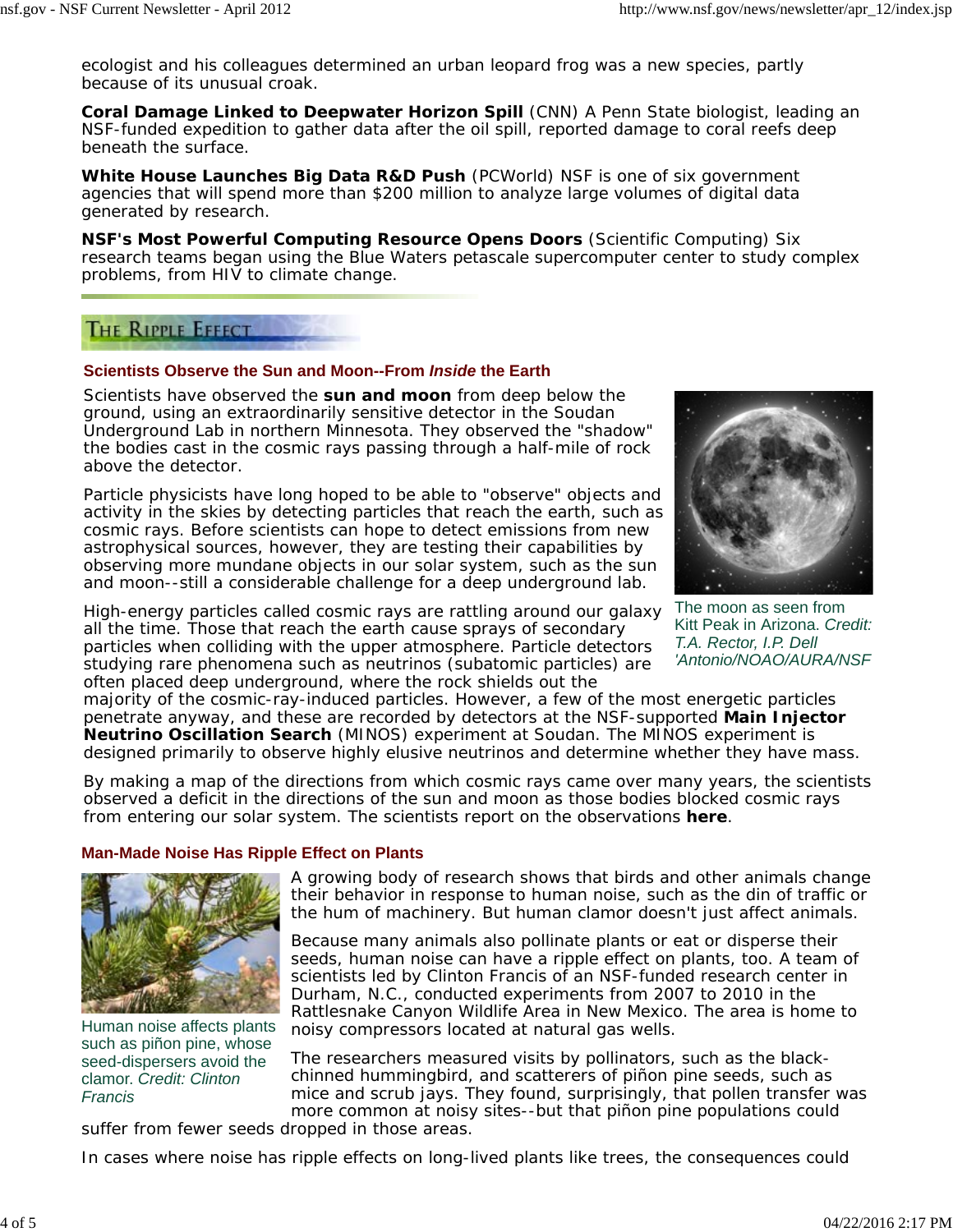ecologist and his colleagues determined an urban leopard frog was a new species, partly because of its unusual croak.

**Coral Damage Linked to Deepwater Horizon Spill** (CNN) A Penn State biologist, leading an NSF-funded expedition to gather data after the oil spill, reported damage to coral reefs deep beneath the surface.

**White House Launches Big Data R&D Push** (PCWorld) NSF is one of six government agencies that will spend more than $200 million to analyze large volumes of digital data generated by research.

**NSF's Most Powerful Computing Resource Opens Doors** (Scientific Computing) Six research teams began using the Blue Waters petascale supercomputer center to study complex problems, from HIV to climate change.

## The Ripple Effect

### Scientists Observe the Sun and Moon--From *Inside* the Earth

Scientists have observed the **sun and moon** from deep below the ground, using an extraordinarily sensitive detector in the Soudan Underground Lab in northern Minnesota. They observed the "shadow" the bodies cast in the cosmic rays passing through a half-mile of rock above the detector.

Particle physicists have long hoped to be able to "observe" objects and activity in the skies by detecting particles that reach the earth, such as cosmic rays. Before scientists can hope to detect emissions from new astrophysical sources, however, they are testing their capabilities by observing more mundane objects in our solar system, such as the sun and moon--still a considerable challenge for a deep underground lab.

The moon as seen from Kitt Peak in Arizona. *Credit: T.A. Rector, I.P. Dell 'Antonio/NOAO/AURA/NSF*

High-energy particles called cosmic rays are rattling around our galaxy all the time. Those that reach the earth cause sprays of secondary particles when colliding with the upper atmosphere. Particle detectors studying rare phenomena such as neutrinos (subatomic particles) are often placed deep underground, where the rock shields out the majority of the cosmic-ray-induced particles. However, a few of the most energetic particles penetrate anyway, and these are recorded by detectors at the NSF-supported **Main Injector Neutrino Oscillation Search** (MINOS) experiment at Soudan. The MINOS experiment is designed primarily to observe highly elusive neutrinos and determine whether they have mass.

By making a map of the directions from which cosmic rays came over many years, the scientists observed a deficit in the directions of the sun and moon as those bodies blocked cosmic rays from entering our solar system. The scientists report on the observations **here**.

### Man-Made Noise Has Ripple Effect on Plants

Human noise affects plants such as piñon pine, whose seed-dispersers avoid the clamor. *Credit: Clinton Francis*

A growing body of research shows that birds and other animals change their behavior in response to human noise, such as the din of traffic or the hum of machinery. But human clamor doesn't just affect animals.

Because many animals also pollinate plants or eat or disperse their seeds, human noise can have a ripple effect on plants, too. A team of scientists led by Clinton Francis of an NSF-funded research center in Durham, N.C., conducted experiments from 2007 to 2010 in the Rattlesnake Canyon Wildlife Area in New Mexico. The area is home to noisy compressors located at natural gas wells.

The researchers measured visits by pollinators, such as the black-chinned hummingbird, and scatterers of piñon pine seeds, such as mice and scrub jays. They found, surprisingly, that pollen transfer was more common at noisy sites--but that piñon pine populations could suffer from fewer seeds dropped in those areas.

In cases where noise has ripple effects on long-lived plants like trees, the consequences could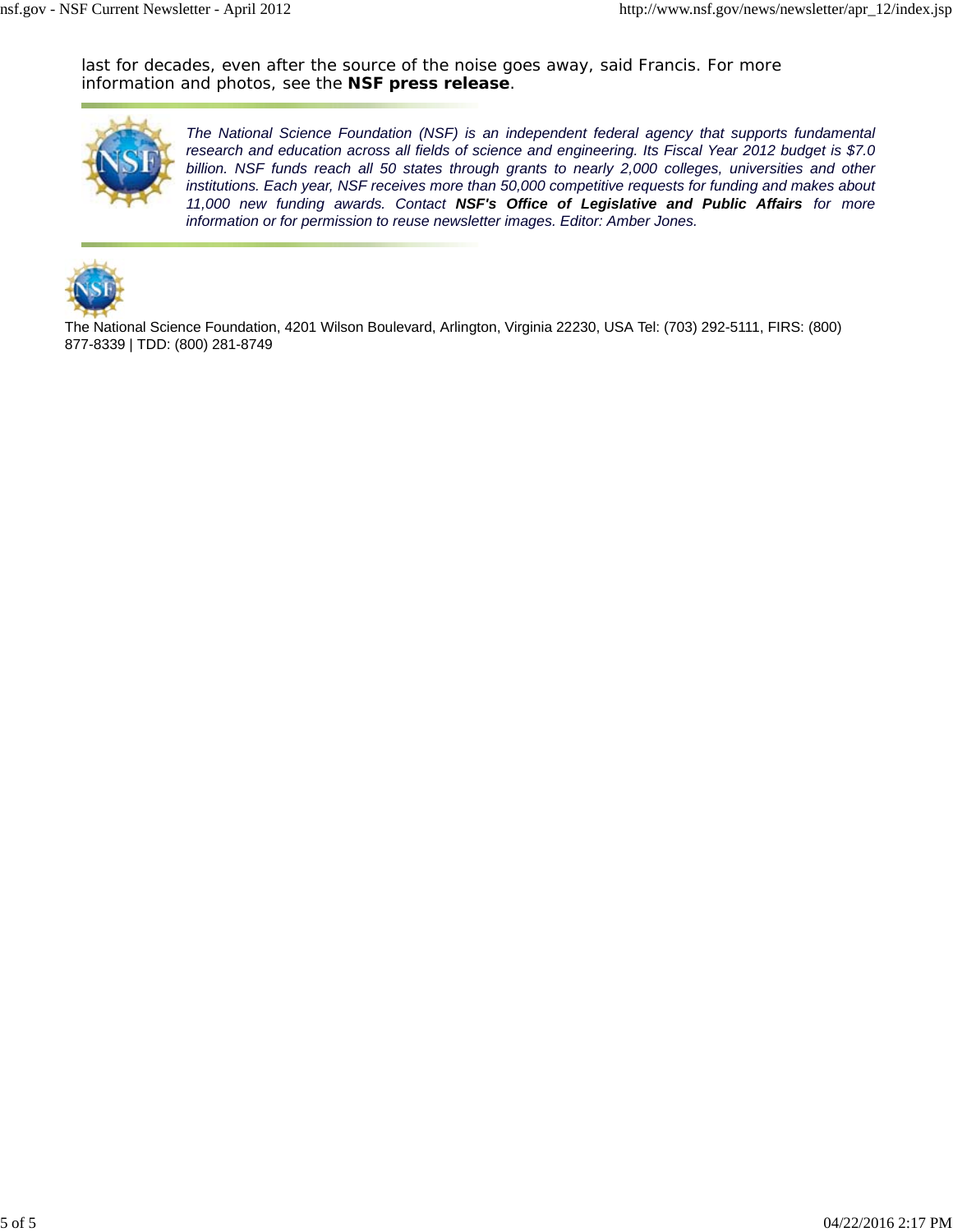last for decades, even after the source of the noise goes away, said Francis. For more information and photos, see the **NSF press release**.

*The National Science Foundation (NSF) is an independent federal agency that supports fundamental research and education across all fields of science and engineering. Its Fiscal Year 2012 budget is $7.0 billion. NSF funds reach all 50 states through grants to nearly 2,000 colleges, universities and other institutions. Each year, NSF receives more than 50,000 competitive requests for funding and makes about 11,000 new funding awards. Contact* ***NSF's Office of Legislative and Public Affairs*** *for more information or for permission to reuse newsletter images. Editor: Amber Jones.*

The National Science Foundation, 4201 Wilson Boulevard, Arlington, Virginia 22230, USA Tel: (703) 292-5111, FIRS: (800) 877-8339 | TDD: (800) 281-8749